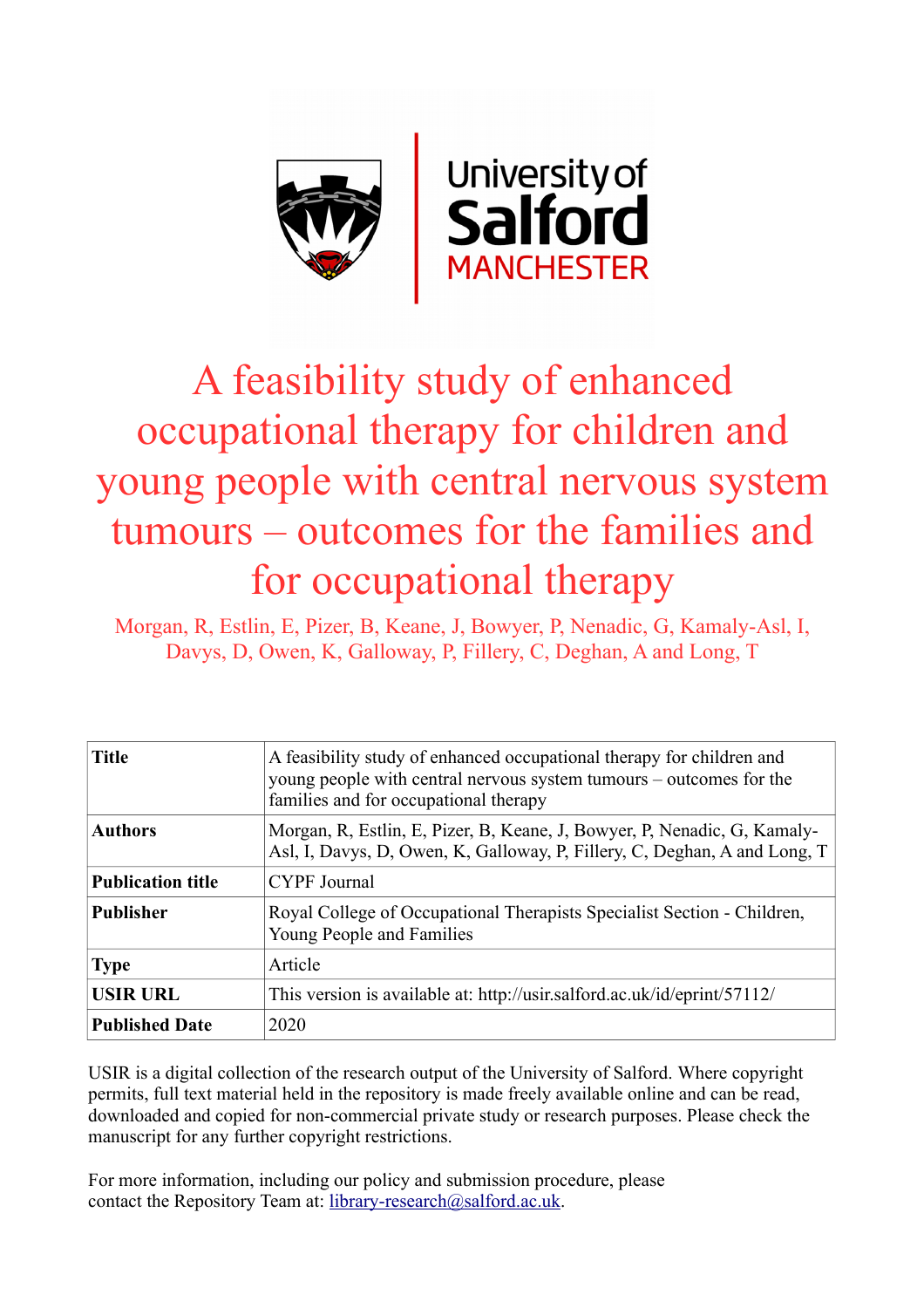# A feasibility study of enhanced occupational therapy for children and young people with central nervous system tumours – outcomes for the families and for occupational therapy

Morgan, R, Estlin, E, Pizer, B, Keane, J, Bowyer, P, Nenadic, G, Kamaly-Asl, I, Davys, D, Owen, K, Galloway, P, Fillery, C, Deghan, A and Long, T

| | |
|---|---|
| **Title** | A feasibility study of enhanced occupational therapy for children and young people with central nervous system tumours – outcomes for the families and for occupational therapy |
| **Authors** | Morgan, R, Estlin, E, Pizer, B, Keane, J, Bowyer, P, Nenadic, G, Kamaly-Asl, I, Davys, D, Owen, K, Galloway, P, Fillery, C, Deghan, A and Long, T |
| **Publication title** | CYPF Journal |
| **Publisher** | Royal College of Occupational Therapists Specialist Section - Children, Young People and Families |
| **Type** | Article |
| **USIR URL** | This version is available at: http://usir.salford.ac.uk/id/eprint/57112/ |
| **Published Date** | 2020 |

USIR is a digital collection of the research output of the University of Salford. Where copyright permits, full text material held in the repository is made freely available online and can be read, downloaded and copied for non-commercial private study or research purposes. Please check the manuscript for any further copyright restrictions.

For more information, including our policy and submission procedure, please contact the Repository Team at: library-research@salford.ac.uk.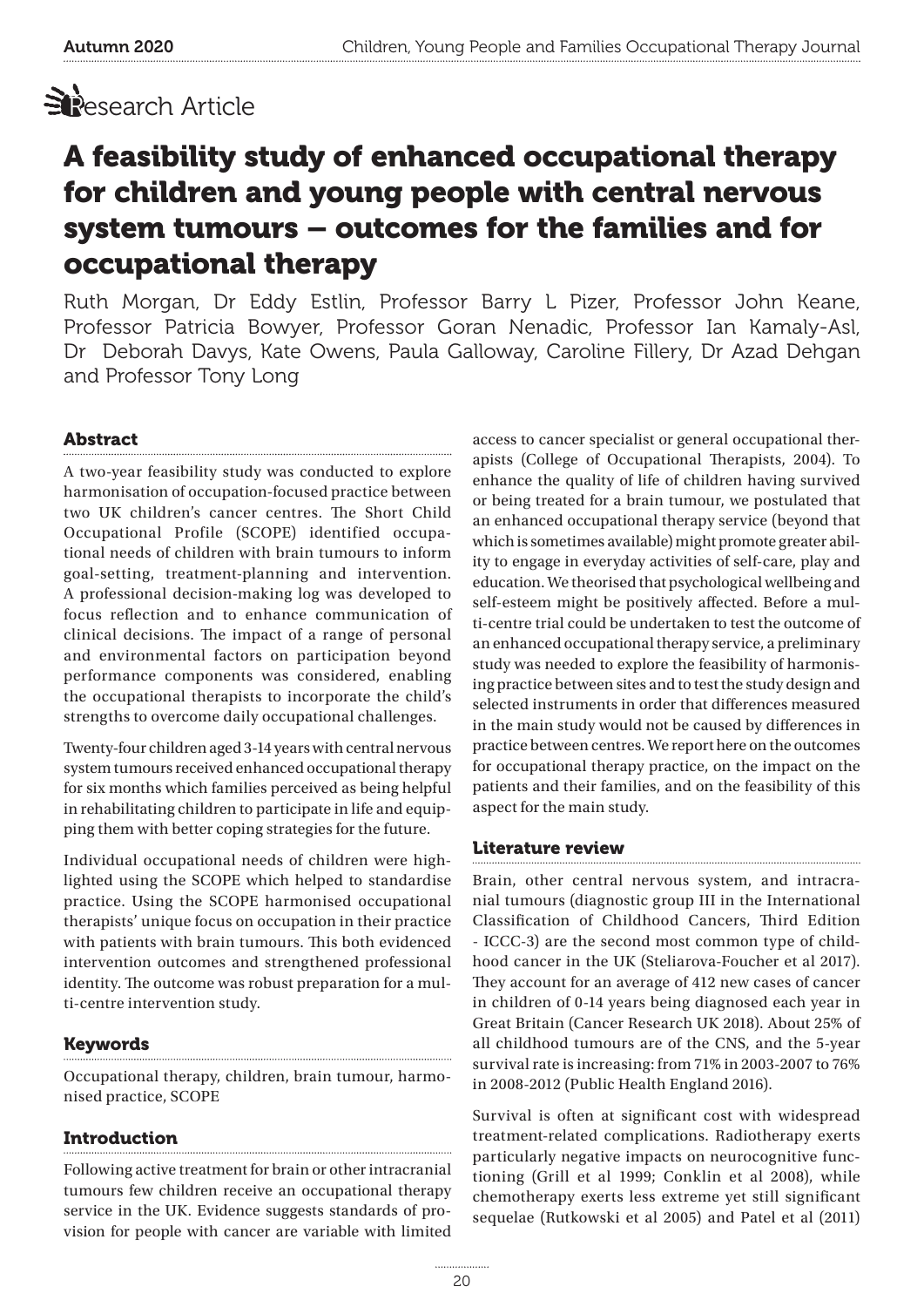Research Article

# A feasibility study of enhanced occupational therapy for children and young people with central nervous system tumours – outcomes for the families and for occupational therapy

Ruth Morgan, Dr Eddy Estlin, Professor Barry L Pizer, Professor John Keane, Professor Patricia Bowyer, Professor Goran Nenadic, Professor Ian Kamaly-Asl, Dr Deborah Davys, Kate Owens, Paula Galloway, Caroline Fillery, Dr Azad Dehgan and Professor Tony Long

## Abstract

A two-year feasibility study was conducted to explore harmonisation of occupation-focused practice between two UK children's cancer centres. The Short Child Occupational Profile (SCOPE) identified occupational needs of children with brain tumours to inform goal-setting, treatment-planning and intervention. A professional decision-making log was developed to focus reflection and to enhance communication of clinical decisions. The impact of a range of personal and environmental factors on participation beyond performance components was considered, enabling the occupational therapists to incorporate the child's strengths to overcome daily occupational challenges.

Twenty-four children aged 3-14 years with central nervous system tumours received enhanced occupational therapy for six months which families perceived as being helpful in rehabilitating children to participate in life and equipping them with better coping strategies for the future.

Individual occupational needs of children were highlighted using the SCOPE which helped to standardise practice. Using the SCOPE harmonised occupational therapists' unique focus on occupation in their practice with patients with brain tumours. This both evidenced intervention outcomes and strengthened professional identity. The outcome was robust preparation for a multi-centre intervention study.

## Keywords

Occupational therapy, children, brain tumour, harmonised practice, SCOPE

## Introduction

Following active treatment for brain or other intracranial tumours few children receive an occupational therapy service in the UK. Evidence suggests standards of provision for people with cancer are variable with limited access to cancer specialist or general occupational therapists (College of Occupational Therapists, 2004). To enhance the quality of life of children having survived or being treated for a brain tumour, we postulated that an enhanced occupational therapy service (beyond that which is sometimes available) might promote greater ability to engage in everyday activities of self-care, play and education. We theorised that psychological wellbeing and self-esteem might be positively affected. Before a multi-centre trial could be undertaken to test the outcome of an enhanced occupational therapy service, a preliminary study was needed to explore the feasibility of harmonising practice between sites and to test the study design and selected instruments in order that differences measured in the main study would not be caused by differences in practice between centres. We report here on the outcomes for occupational therapy practice, on the impact on the patients and their families, and on the feasibility of this aspect for the main study.

## Literature review

Brain, other central nervous system, and intracranial tumours (diagnostic group III in the International Classification of Childhood Cancers, Third Edition - ICCC-3) are the second most common type of childhood cancer in the UK (Steliarova-Foucher et al 2017). They account for an average of 412 new cases of cancer in children of 0-14 years being diagnosed each year in Great Britain (Cancer Research UK 2018). About 25% of all childhood tumours are of the CNS, and the 5-year survival rate is increasing: from 71% in 2003-2007 to 76% in 2008-2012 (Public Health England 2016).

Survival is often at significant cost with widespread treatment-related complications. Radiotherapy exerts particularly negative impacts on neurocognitive functioning (Grill et al 1999; Conklin et al 2008), while chemotherapy exerts less extreme yet still significant sequelae (Rutkowski et al 2005) and Patel et al (2011)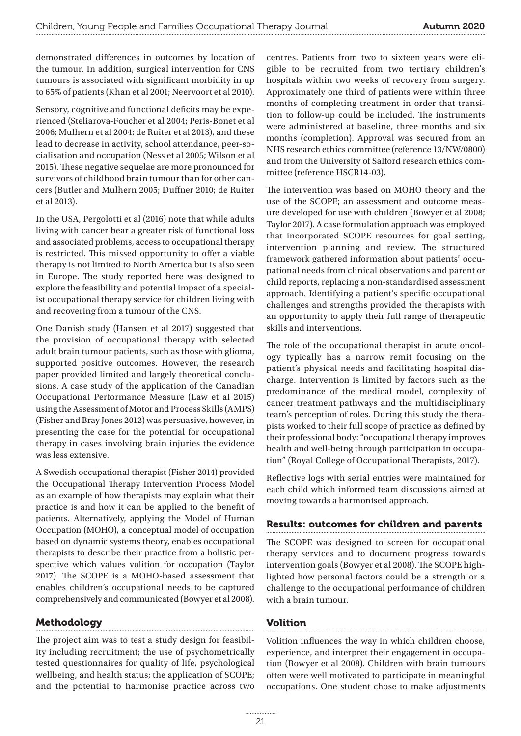demonstrated differences in outcomes by location of the tumour. In addition, surgical intervention for CNS tumours is associated with significant morbidity in up to 65% of patients (Khan et al 2001; Neervoort et al 2010).

Sensory, cognitive and functional deficits may be experienced (Steliarova-Foucher et al 2004; Peris-Bonet et al 2006; Mulhern et al 2004; de Ruiter et al 2013), and these lead to decrease in activity, school attendance, peer-socialisation and occupation (Ness et al 2005; Wilson et al 2015). These negative sequelae are more pronounced for survivors of childhood brain tumour than for other cancers (Butler and Mulhern 2005; Duffner 2010; de Ruiter et al 2013).

In the USA, Pergolotti et al (2016) note that while adults living with cancer bear a greater risk of functional loss and associated problems, access to occupational therapy is restricted. This missed opportunity to offer a viable therapy is not limited to North America but is also seen in Europe. The study reported here was designed to explore the feasibility and potential impact of a specialist occupational therapy service for children living with and recovering from a tumour of the CNS.

One Danish study (Hansen et al 2017) suggested that the provision of occupational therapy with selected adult brain tumour patients, such as those with glioma, supported positive outcomes. However, the research paper provided limited and largely theoretical conclusions. A case study of the application of the Canadian Occupational Performance Measure (Law et al 2015) using the Assessment of Motor and Process Skills (AMPS) (Fisher and Bray Jones 2012) was persuasive, however, in presenting the case for the potential for occupational therapy in cases involving brain injuries the evidence was less extensive.

A Swedish occupational therapist (Fisher 2014) provided the Occupational Therapy Intervention Process Model as an example of how therapists may explain what their practice is and how it can be applied to the benefit of patients. Alternatively, applying the Model of Human Occupation (MOHO), a conceptual model of occupation based on dynamic systems theory, enables occupational therapists to describe their practice from a holistic perspective which values volition for occupation (Taylor 2017). The SCOPE is a MOHO-based assessment that enables children's occupational needs to be captured comprehensively and communicated (Bowyer et al 2008).

## Methodology

The project aim was to test a study design for feasibility including recruitment; the use of psychometrically tested questionnaires for quality of life, psychological wellbeing, and health status; the application of SCOPE; and the potential to harmonise practice across two centres. Patients from two to sixteen years were eligible to be recruited from two tertiary children's hospitals within two weeks of recovery from surgery. Approximately one third of patients were within three months of completing treatment in order that transition to follow-up could be included. The instruments were administered at baseline, three months and six months (completion). Approval was secured from an NHS research ethics committee (reference 13/NW/0800) and from the University of Salford research ethics committee (reference HSCR14-03).

The intervention was based on MOHO theory and the use of the SCOPE; an assessment and outcome measure developed for use with children (Bowyer et al 2008; Taylor 2017). A case formulation approach was employed that incorporated SCOPE resources for goal setting, intervention planning and review. The structured framework gathered information about patients' occupational needs from clinical observations and parent or child reports, replacing a non-standardised assessment approach. Identifying a patient's specific occupational challenges and strengths provided the therapists with an opportunity to apply their full range of therapeutic skills and interventions.

The role of the occupational therapist in acute oncology typically has a narrow remit focusing on the patient's physical needs and facilitating hospital discharge. Intervention is limited by factors such as the predominance of the medical model, complexity of cancer treatment pathways and the multidisciplinary team's perception of roles. During this study the therapists worked to their full scope of practice as defined by their professional body: "occupational therapy improves health and well-being through participation in occupation" (Royal College of Occupational Therapists, 2017).

Reflective logs with serial entries were maintained for each child which informed team discussions aimed at moving towards a harmonised approach.

## Results: outcomes for children and parents

The SCOPE was designed to screen for occupational therapy services and to document progress towards intervention goals (Bowyer et al 2008). The SCOPE highlighted how personal factors could be a strength or a challenge to the occupational performance of children with a brain tumour.

## Volition

Volition influences the way in which children choose, experience, and interpret their engagement in occupation (Bowyer et al 2008). Children with brain tumours often were well motivated to participate in meaningful occupations. One student chose to make adjustments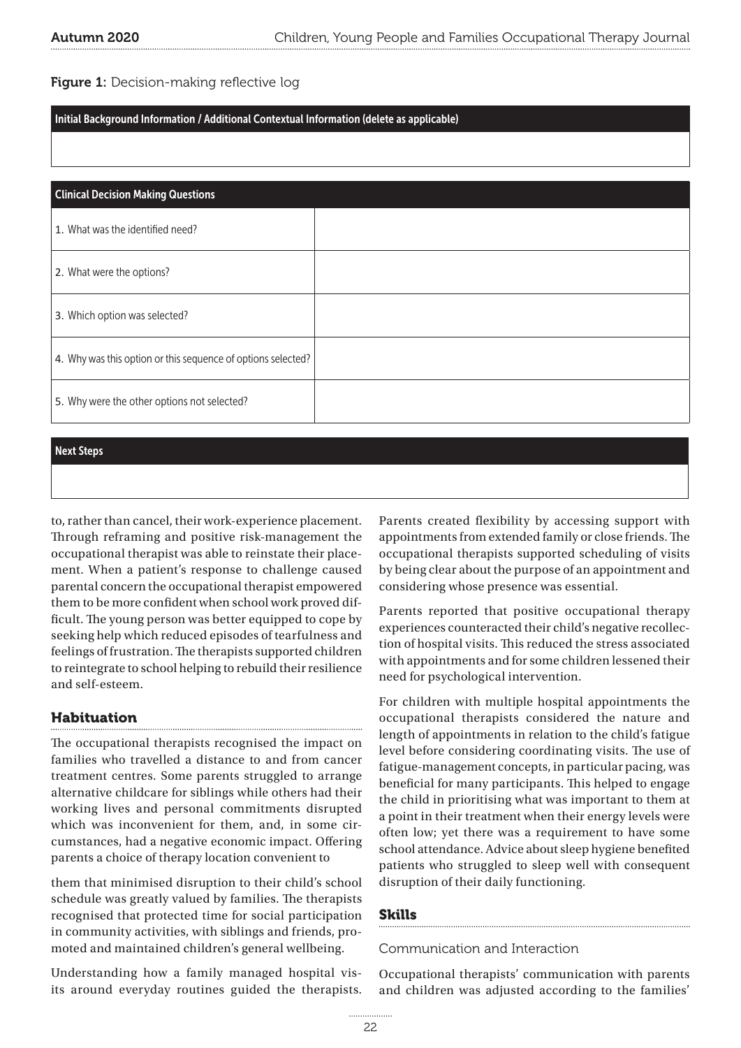**Figure 1:** Decision-making reflective log

| Initial Background Information / Additional Contextual Information (delete as applicable) |
|---|
| |

| Clinical Decision Making Questions | |
|---|---|
| 1. What was the identified need? | |
| 2. What were the options? | |
| 3. Which option was selected? | |
| 4. Why was this option or this sequence of options selected? | |
| 5. Why were the other options not selected? | |

| Next Steps |
|---|
| |

to, rather than cancel, their work-experience placement. Through reframing and positive risk-management the occupational therapist was able to reinstate their placement. When a patient's response to challenge caused parental concern the occupational therapist empowered them to be more confident when school work proved difficult. The young person was better equipped to cope by seeking help which reduced episodes of tearfulness and feelings of frustration. The therapists supported children to reintegrate to school helping to rebuild their resilience and self-esteem.

## Habituation

The occupational therapists recognised the impact on families who travelled a distance to and from cancer treatment centres. Some parents struggled to arrange alternative childcare for siblings while others had their working lives and personal commitments disrupted which was inconvenient for them, and, in some circumstances, had a negative economic impact. Offering parents a choice of therapy location convenient to them that minimised disruption to their child's school schedule was greatly valued by families. The therapists recognised that protected time for social participation in community activities, with siblings and friends, promoted and maintained children's general wellbeing.

Understanding how a family managed hospital visits around everyday routines guided the therapists. Parents created flexibility by accessing support with appointments from extended family or close friends. The occupational therapists supported scheduling of visits by being clear about the purpose of an appointment and considering whose presence was essential.

Parents reported that positive occupational therapy experiences counteracted their child's negative recollection of hospital visits. This reduced the stress associated with appointments and for some children lessened their need for psychological intervention.

For children with multiple hospital appointments the occupational therapists considered the nature and length of appointments in relation to the child's fatigue level before considering coordinating visits. The use of fatigue-management concepts, in particular pacing, was beneficial for many participants. This helped to engage the child in prioritising what was important to them at a point in their treatment when their energy levels were often low; yet there was a requirement to have some school attendance. Advice about sleep hygiene benefited patients who struggled to sleep well with consequent disruption of their daily functioning.

## Skills

### Communication and Interaction

Occupational therapists' communication with parents and children was adjusted according to the families'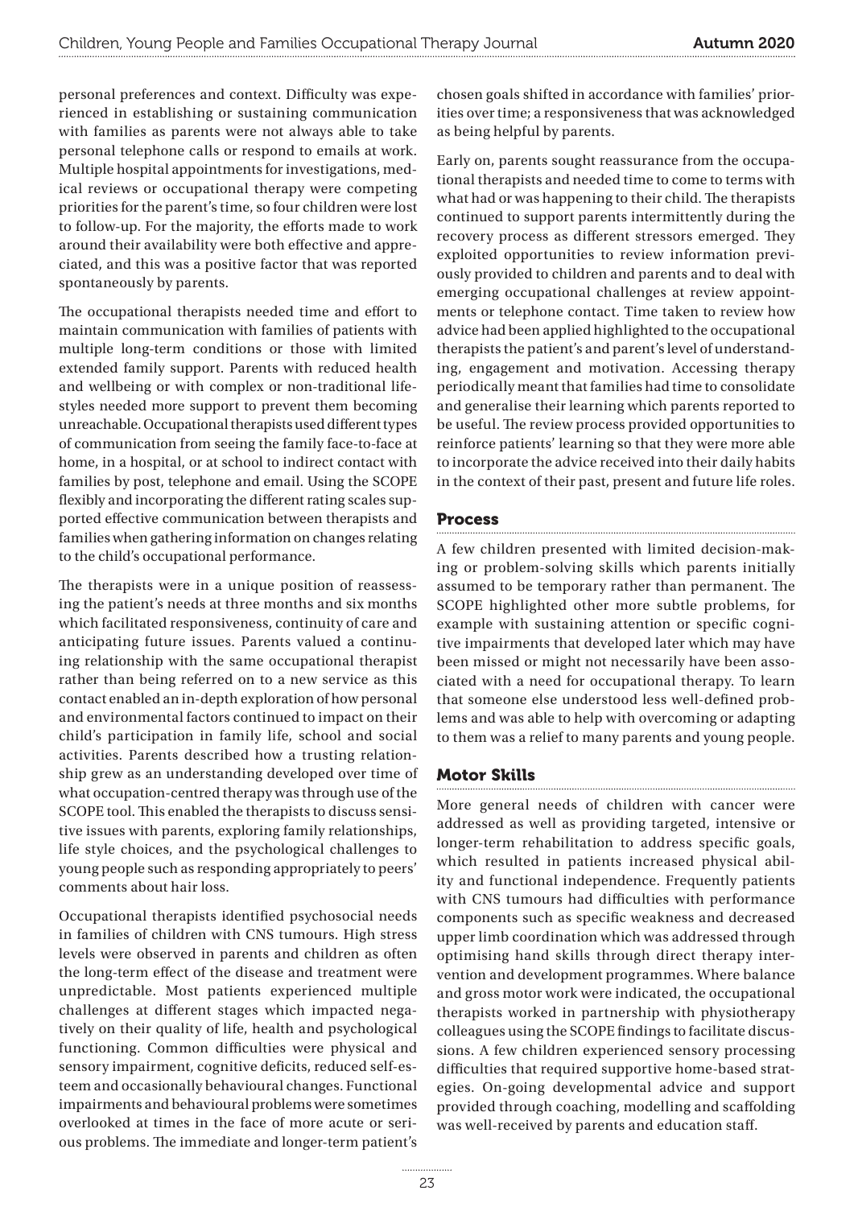personal preferences and context. Difficulty was experienced in establishing or sustaining communication with families as parents were not always able to take personal telephone calls or respond to emails at work. Multiple hospital appointments for investigations, medical reviews or occupational therapy were competing priorities for the parent's time, so four children were lost to follow-up. For the majority, the efforts made to work around their availability were both effective and appreciated, and this was a positive factor that was reported spontaneously by parents.

The occupational therapists needed time and effort to maintain communication with families of patients with multiple long-term conditions or those with limited extended family support. Parents with reduced health and wellbeing or with complex or non-traditional lifestyles needed more support to prevent them becoming unreachable. Occupational therapists used different types of communication from seeing the family face-to-face at home, in a hospital, or at school to indirect contact with families by post, telephone and email. Using the SCOPE flexibly and incorporating the different rating scales supported effective communication between therapists and families when gathering information on changes relating to the child's occupational performance.

The therapists were in a unique position of reassessing the patient's needs at three months and six months which facilitated responsiveness, continuity of care and anticipating future issues. Parents valued a continuing relationship with the same occupational therapist rather than being referred on to a new service as this contact enabled an in-depth exploration of how personal and environmental factors continued to impact on their child's participation in family life, school and social activities. Parents described how a trusting relationship grew as an understanding developed over time of what occupation-centred therapy was through use of the SCOPE tool. This enabled the therapists to discuss sensitive issues with parents, exploring family relationships, life style choices, and the psychological challenges to young people such as responding appropriately to peers' comments about hair loss.

Occupational therapists identified psychosocial needs in families of children with CNS tumours. High stress levels were observed in parents and children as often the long-term effect of the disease and treatment were unpredictable. Most patients experienced multiple challenges at different stages which impacted negatively on their quality of life, health and psychological functioning. Common difficulties were physical and sensory impairment, cognitive deficits, reduced self-esteem and occasionally behavioural changes. Functional impairments and behavioural problems were sometimes overlooked at times in the face of more acute or serious problems. The immediate and longer-term patient's chosen goals shifted in accordance with families' priorities over time; a responsiveness that was acknowledged as being helpful by parents.

Early on, parents sought reassurance from the occupational therapists and needed time to come to terms with what had or was happening to their child. The therapists continued to support parents intermittently during the recovery process as different stressors emerged. They exploited opportunities to review information previously provided to children and parents and to deal with emerging occupational challenges at review appointments or telephone contact. Time taken to review how advice had been applied highlighted to the occupational therapists the patient's and parent's level of understanding, engagement and motivation. Accessing therapy periodically meant that families had time to consolidate and generalise their learning which parents reported to be useful. The review process provided opportunities to reinforce patients' learning so that they were more able to incorporate the advice received into their daily habits in the context of their past, present and future life roles.

## Process

A few children presented with limited decision-making or problem-solving skills which parents initially assumed to be temporary rather than permanent. The SCOPE highlighted other more subtle problems, for example with sustaining attention or specific cognitive impairments that developed later which may have been missed or might not necessarily have been associated with a need for occupational therapy. To learn that someone else understood less well-defined problems and was able to help with overcoming or adapting to them was a relief to many parents and young people.

## Motor Skills

More general needs of children with cancer were addressed as well as providing targeted, intensive or longer-term rehabilitation to address specific goals, which resulted in patients increased physical ability and functional independence. Frequently patients with CNS tumours had difficulties with performance components such as specific weakness and decreased upper limb coordination which was addressed through optimising hand skills through direct therapy intervention and development programmes. Where balance and gross motor work were indicated, the occupational therapists worked in partnership with physiotherapy colleagues using the SCOPE findings to facilitate discussions. A few children experienced sensory processing difficulties that required supportive home-based strategies. On-going developmental advice and support provided through coaching, modelling and scaffolding was well-received by parents and education staff.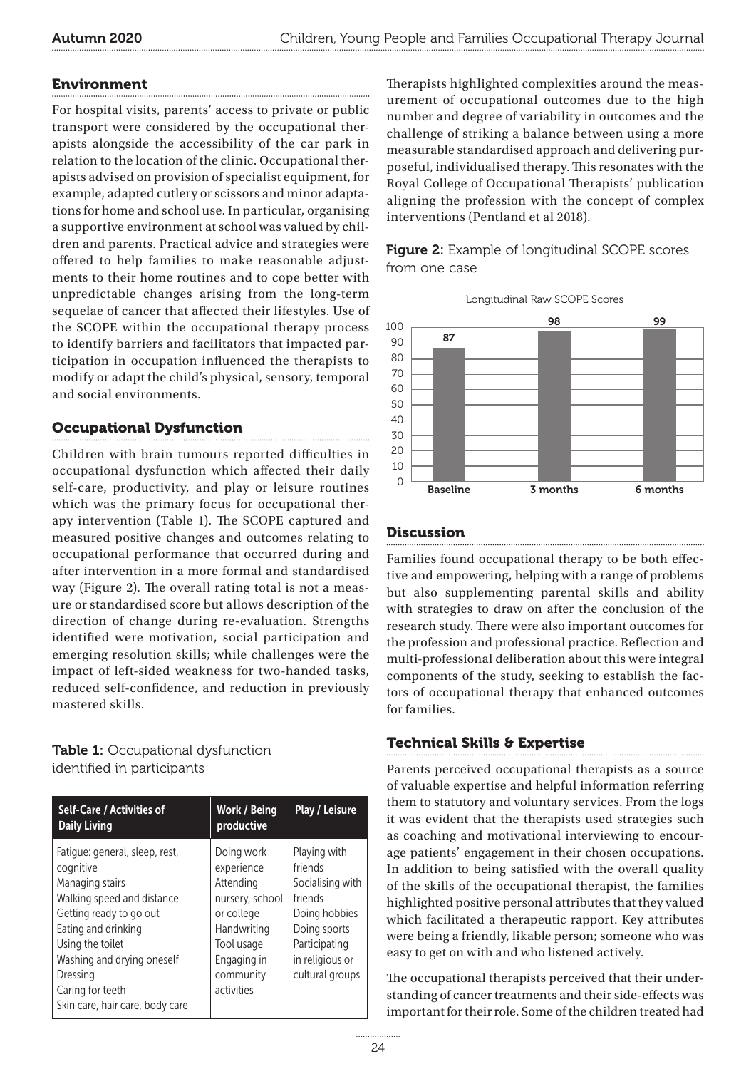## Environment

For hospital visits, parents' access to private or public transport were considered by the occupational therapists alongside the accessibility of the car park in relation to the location of the clinic. Occupational therapists advised on provision of specialist equipment, for example, adapted cutlery or scissors and minor adaptations for home and school use. In particular, organising a supportive environment at school was valued by children and parents. Practical advice and strategies were offered to help families to make reasonable adjustments to their home routines and to cope better with unpredictable changes arising from the long-term sequelae of cancer that affected their lifestyles. Use of the SCOPE within the occupational therapy process to identify barriers and facilitators that impacted participation in occupation influenced the therapists to modify or adapt the child's physical, sensory, temporal and social environments.

## Occupational Dysfunction

Children with brain tumours reported difficulties in occupational dysfunction which affected their daily self-care, productivity, and play or leisure routines which was the primary focus for occupational therapy intervention (Table 1). The SCOPE captured and measured positive changes and outcomes relating to occupational performance that occurred during and after intervention in a more formal and standardised way (Figure 2). The overall rating total is not a measure or standardised score but allows description of the direction of change during re-evaluation. Strengths identified were motivation, social participation and emerging resolution skills; while challenges were the impact of left-sided weakness for two-handed tasks, reduced self-confidence, and reduction in previously mastered skills.

**Table 1:** Occupational dysfunction identified in participants

| Self-Care / Activities of Daily Living | Work / Being productive | Play / Leisure |
|---|---|---|
| Fatigue: general, sleep, rest, cognitive<br>Managing stairs<br>Walking speed and distance<br>Getting ready to go out<br>Eating and drinking<br>Using the toilet<br>Washing and drying oneself<br>Dressing<br>Caring for teeth<br>Skin care, hair care, body care | Doing work experience<br>Attending nursery, school or college<br>Handwriting<br>Tool usage<br>Engaging in community activities | Playing with friends<br>Socialising with friends<br>Doing hobbies<br>Doing sports<br>Participating in religious or cultural groups |

Therapists highlighted complexities around the measurement of occupational outcomes due to the high number and degree of variability in outcomes and the challenge of striking a balance between using a more measurable standardised approach and delivering purposeful, individualised therapy. This resonates with the Royal College of Occupational Therapists' publication aligning the profession with the concept of complex interventions (Pentland et al 2018).

**Figure 2:** Example of longitudinal SCOPE scores from one case

Longitudinal Raw SCOPE Scores

| | Baseline | 3 months | 6 months |
|---|---|---|---|
| Score | 87 | 98 | 99 |

## Discussion

Families found occupational therapy to be both effective and empowering, helping with a range of problems but also supplementing parental skills and ability with strategies to draw on after the conclusion of the research study. There were also important outcomes for the profession and professional practice. Reflection and multi-professional deliberation about this were integral components of the study, seeking to establish the factors of occupational therapy that enhanced outcomes for families.

## Technical Skills & Expertise

Parents perceived occupational therapists as a source of valuable expertise and helpful information referring them to statutory and voluntary services. From the logs it was evident that the therapists used strategies such as coaching and motivational interviewing to encourage patients' engagement in their chosen occupations. In addition to being satisfied with the overall quality of the skills of the occupational therapist, the families highlighted positive personal attributes that they valued which facilitated a therapeutic rapport. Key attributes were being a friendly, likable person; someone who was easy to get on with and who listened actively.

The occupational therapists perceived that their understanding of cancer treatments and their side-effects was important for their role. Some of the children treated had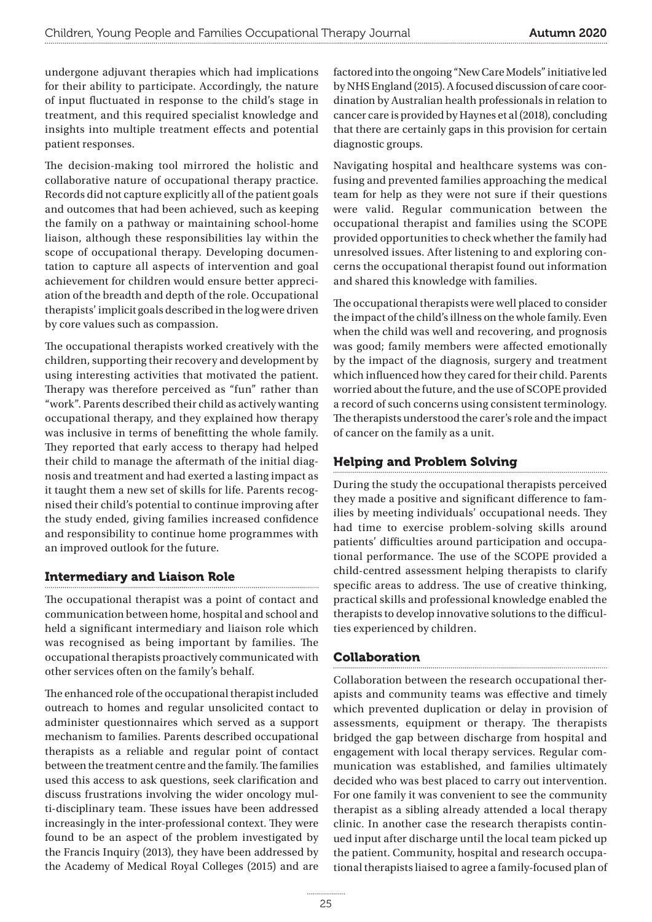undergone adjuvant therapies which had implications for their ability to participate. Accordingly, the nature of input fluctuated in response to the child's stage in treatment, and this required specialist knowledge and insights into multiple treatment effects and potential patient responses.

The decision-making tool mirrored the holistic and collaborative nature of occupational therapy practice. Records did not capture explicitly all of the patient goals and outcomes that had been achieved, such as keeping the family on a pathway or maintaining school-home liaison, although these responsibilities lay within the scope of occupational therapy. Developing documentation to capture all aspects of intervention and goal achievement for children would ensure better appreciation of the breadth and depth of the role. Occupational therapists' implicit goals described in the log were driven by core values such as compassion.

The occupational therapists worked creatively with the children, supporting their recovery and development by using interesting activities that motivated the patient. Therapy was therefore perceived as "fun" rather than "work". Parents described their child as actively wanting occupational therapy, and they explained how therapy was inclusive in terms of benefitting the whole family. They reported that early access to therapy had helped their child to manage the aftermath of the initial diagnosis and treatment and had exerted a lasting impact as it taught them a new set of skills for life. Parents recognised their child's potential to continue improving after the study ended, giving families increased confidence and responsibility to continue home programmes with an improved outlook for the future.

## Intermediary and Liaison Role

The occupational therapist was a point of contact and communication between home, hospital and school and held a significant intermediary and liaison role which was recognised as being important by families. The occupational therapists proactively communicated with other services often on the family's behalf.

The enhanced role of the occupational therapist included outreach to homes and regular unsolicited contact to administer questionnaires which served as a support mechanism to families. Parents described occupational therapists as a reliable and regular point of contact between the treatment centre and the family. The families used this access to ask questions, seek clarification and discuss frustrations involving the wider oncology multi-disciplinary team. These issues have been addressed increasingly in the inter-professional context. They were found to be an aspect of the problem investigated by the Francis Inquiry (2013), they have been addressed by the Academy of Medical Royal Colleges (2015) and are factored into the ongoing "New Care Models" initiative led by NHS England (2015). A focused discussion of care coordination by Australian health professionals in relation to cancer care is provided by Haynes et al (2018), concluding that there are certainly gaps in this provision for certain diagnostic groups.

Navigating hospital and healthcare systems was confusing and prevented families approaching the medical team for help as they were not sure if their questions were valid. Regular communication between the occupational therapist and families using the SCOPE provided opportunities to check whether the family had unresolved issues. After listening to and exploring concerns the occupational therapist found out information and shared this knowledge with families.

The occupational therapists were well placed to consider the impact of the child's illness on the whole family. Even when the child was well and recovering, and prognosis was good; family members were affected emotionally by the impact of the diagnosis, surgery and treatment which influenced how they cared for their child. Parents worried about the future, and the use of SCOPE provided a record of such concerns using consistent terminology. The therapists understood the carer's role and the impact of cancer on the family as a unit.

## Helping and Problem Solving

During the study the occupational therapists perceived they made a positive and significant difference to families by meeting individuals' occupational needs. They had time to exercise problem-solving skills around patients' difficulties around participation and occupational performance. The use of the SCOPE provided a child-centred assessment helping therapists to clarify specific areas to address. The use of creative thinking, practical skills and professional knowledge enabled the therapists to develop innovative solutions to the difficulties experienced by children.

## Collaboration

Collaboration between the research occupational therapists and community teams was effective and timely which prevented duplication or delay in provision of assessments, equipment or therapy. The therapists bridged the gap between discharge from hospital and engagement with local therapy services. Regular communication was established, and families ultimately decided who was best placed to carry out intervention. For one family it was convenient to see the community therapist as a sibling already attended a local therapy clinic. In another case the research therapists continued input after discharge until the local team picked up the patient. Community, hospital and research occupational therapists liaised to agree a family-focused plan of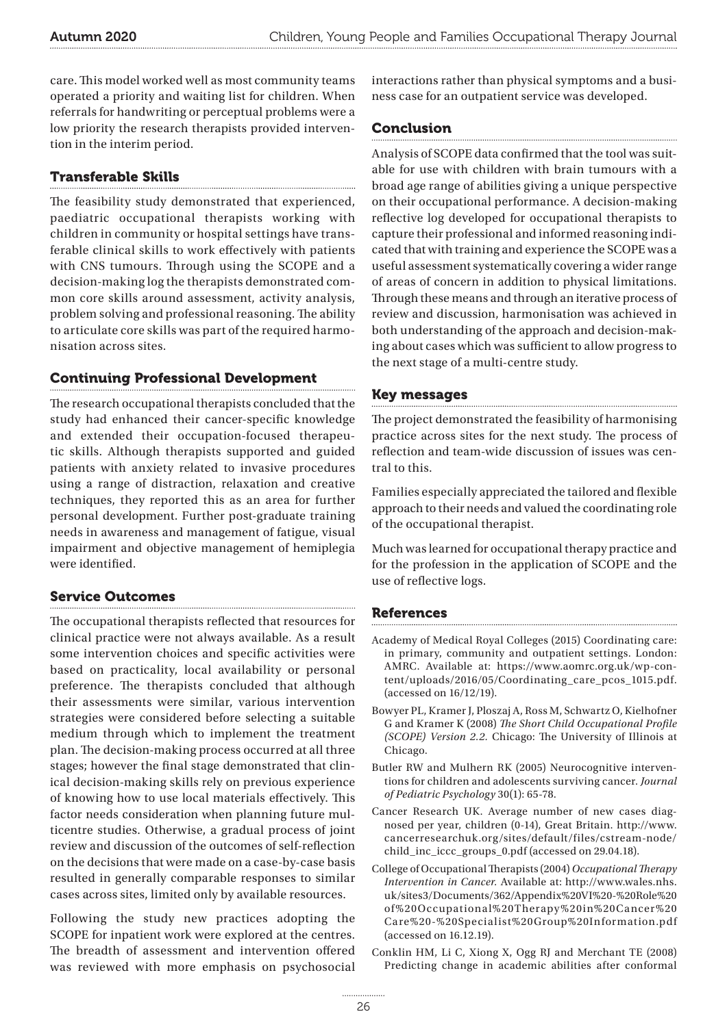care. This model worked well as most community teams operated a priority and waiting list for children. When referrals for handwriting or perceptual problems were a low priority the research therapists provided intervention in the interim period.

## Transferable Skills

The feasibility study demonstrated that experienced, paediatric occupational therapists working with children in community or hospital settings have transferable clinical skills to work effectively with patients with CNS tumours. Through using the SCOPE and a decision-making log the therapists demonstrated common core skills around assessment, activity analysis, problem solving and professional reasoning. The ability to articulate core skills was part of the required harmonisation across sites.

## Continuing Professional Development

The research occupational therapists concluded that the study had enhanced their cancer-specific knowledge and extended their occupation-focused therapeutic skills. Although therapists supported and guided patients with anxiety related to invasive procedures using a range of distraction, relaxation and creative techniques, they reported this as an area for further personal development. Further post-graduate training needs in awareness and management of fatigue, visual impairment and objective management of hemiplegia were identified.

## Service Outcomes

The occupational therapists reflected that resources for clinical practice were not always available. As a result some intervention choices and specific activities were based on practicality, local availability or personal preference. The therapists concluded that although their assessments were similar, various intervention strategies were considered before selecting a suitable medium through which to implement the treatment plan. The decision-making process occurred at all three stages; however the final stage demonstrated that clinical decision-making skills rely on previous experience of knowing how to use local materials effectively. This factor needs consideration when planning future multicentre studies. Otherwise, a gradual process of joint review and discussion of the outcomes of self-reflection on the decisions that were made on a case-by-case basis resulted in generally comparable responses to similar cases across sites, limited only by available resources.

Following the study new practices adopting the SCOPE for inpatient work were explored at the centres. The breadth of assessment and intervention offered was reviewed with more emphasis on psychosocial interactions rather than physical symptoms and a business case for an outpatient service was developed.

## Conclusion

Analysis of SCOPE data confirmed that the tool was suitable for use with children with brain tumours with a broad age range of abilities giving a unique perspective on their occupational performance. A decision-making reflective log developed for occupational therapists to capture their professional and informed reasoning indicated that with training and experience the SCOPE was a useful assessment systematically covering a wider range of areas of concern in addition to physical limitations. Through these means and through an iterative process of review and discussion, harmonisation was achieved in both understanding of the approach and decision-making about cases which was sufficient to allow progress to the next stage of a multi-centre study.

## Key messages

The project demonstrated the feasibility of harmonising practice across sites for the next study. The process of reflection and team-wide discussion of issues was central to this.

Families especially appreciated the tailored and flexible approach to their needs and valued the coordinating role of the occupational therapist.

Much was learned for occupational therapy practice and for the profession in the application of SCOPE and the use of reflective logs.

## References

Academy of Medical Royal Colleges (2015) Coordinating care: in primary, community and outpatient settings. London: AMRC. Available at: https://www.aomrc.org.uk/wp-content/uploads/2016/05/Coordinating_care_pcos_1015.pdf. (accessed on 16/12/19).

Bowyer PL, Kramer J, Ploszaj A, Ross M, Schwartz O, Kielhofner G and Kramer K (2008) *The Short Child Occupational Profile (SCOPE) Version 2.2*. Chicago: The University of Illinois at Chicago.

Butler RW and Mulhern RK (2005) Neurocognitive interventions for children and adolescents surviving cancer. *Journal of Pediatric Psychology* 30(1): 65-78.

Cancer Research UK. Average number of new cases diagnosed per year, children (0-14), Great Britain. http://www.cancerresearchuk.org/sites/default/files/cstream-node/child_inc_iccc_groups_0.pdf (accessed on 29.04.18).

College of Occupational Therapists (2004) *Occupational Therapy Intervention in Cancer*. Available at: http://www.wales.nhs.uk/sites3/Documents/362/Appendix%20VI%20-%20Role%20of%20Occupational%20Therapy%20in%20Cancer%20Care%20-%20Specialist%20Group%20Information.pdf (accessed on 16.12.19).

Conklin HM, Li C, Xiong X, Ogg RJ and Merchant TE (2008) Predicting change in academic abilities after conformal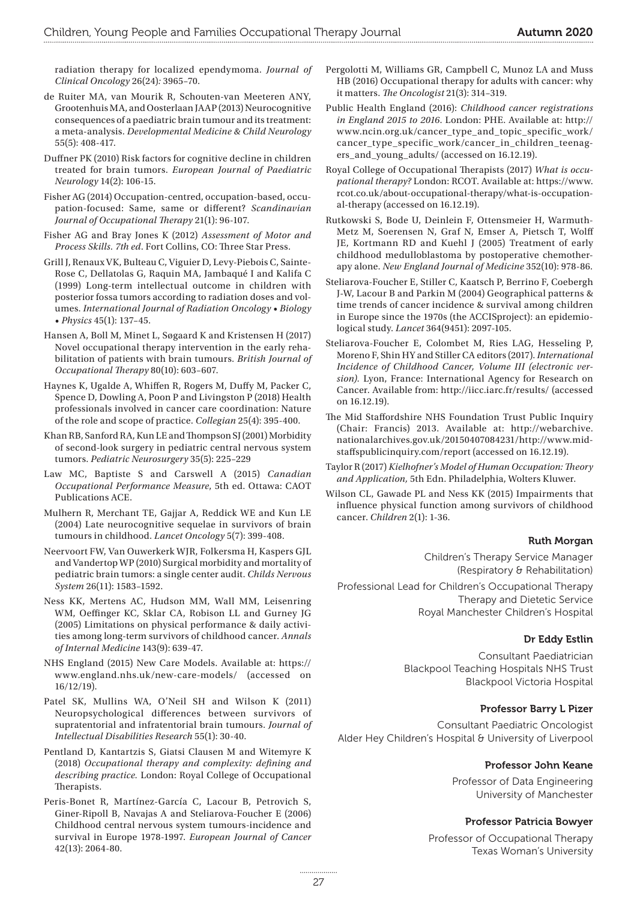radiation therapy for localized ependymoma. *Journal of Clinical Oncology* 26(24)*:* 3965–70.

de Ruiter MA, van Mourik R, Schouten-van Meeteren ANY, Grootenhuis MA, and Oosterlaan JAAP (2013) Neurocognitive consequences of a paediatric brain tumour and its treatment: a meta-analysis. *Developmental Medicine & Child Neurology* 55(5): 408-417.

Duffner PK (2010) Risk factors for cognitive decline in children treated for brain tumors. *European Journal of Paediatric Neurology* 14(2): 106-15.

Fisher AG (2014) Occupation-centred, occupation-based, occupation-focused: Same, same or different? *Scandinavian Journal of Occupational Therapy* 21(1): 96-107.

Fisher AG and Bray Jones K (2012) *Assessment of Motor and Process Skills. 7th ed*. Fort Collins, CO: Three Star Press.

Grill J, Renaux VK, Bulteau C, Viguier D, Levy-Piebois C, Sainte-Rose C, Dellatolas G, Raquin MA, Jambaqué I and Kalifa C (1999) Long-term intellectual outcome in children with posterior fossa tumors according to radiation doses and volumes. *International Journal of Radiation Oncology • Biology • Physics* 45(1): 137–45.

Hansen A, Boll M, Minet L, Søgaard K and Kristensen H (2017) Novel occupational therapy intervention in the early rehabilitation of patients with brain tumours. *British Journal of Occupational Therapy* 80(10): 603–607.

Haynes K, Ugalde A, Whiffen R, Rogers M, Duffy M, Packer C, Spence D, Dowling A, Poon P and Livingston P (2018) Health professionals involved in cancer care coordination: Nature of the role and scope of practice. *Collegian* 25(4): 395-400.

Khan RB, Sanford RA, Kun LE and Thompson SJ (2001) Morbidity of second-look surgery in pediatric central nervous system tumors. *Pediatric Neurosurgery* 35(5): 225–229

Law MC, Baptiste S and Carswell A (2015) *Canadian Occupational Performance Measure*, 5th ed. Ottawa: CAOT Publications ACE.

Mulhern R, Merchant TE, Gajjar A, Reddick WE and Kun LE (2004) Late neurocognitive sequelae in survivors of brain tumours in childhood. *Lancet Oncology* 5(7): 399-408.

Neervoort FW, Van Ouwerkerk WJR, Folkersma H, Kaspers GJL and Vandertop WP (2010) Surgical morbidity and mortality of pediatric brain tumors: a single center audit. *Childs Nervous System* 26(11): 1583–1592.

Ness KK, Mertens AC, Hudson MM, Wall MM, Leisenring WM, Oeffinger KC, Sklar CA, Robison LL and Gurney JG (2005) Limitations on physical performance & daily activities among long-term survivors of childhood cancer. *Annals of Internal Medicine* 143(9): 639-47.

NHS England (2015) New Care Models. Available at: https://www.england.nhs.uk/new-care-models/ (accessed on 16/12/19).

Patel SK, Mullins WA, O'Neil SH and Wilson K (2011) Neuropsychological differences between survivors of supratentorial and infratentorial brain tumours. *Journal of Intellectual Disabilities Research* 55(1): 30-40.

Pentland D, Kantartzis S, Giatsi Clausen M and Witemyre K (2018) *Occupational therapy and complexity: defining and describing practice.* London: Royal College of Occupational Therapists.

Peris-Bonet R, Martínez-García C, Lacour B, Petrovich S, Giner-Ripoll B, Navajas A and Steliarova-Foucher E (2006) Childhood central nervous system tumours-incidence and survival in Europe 1978-1997. *European Journal of Cancer* 42(13): 2064-80.

Pergolotti M, Williams GR, Campbell C, Munoz LA and Muss HB (2016) Occupational therapy for adults with cancer: why it matters. *The Oncologist* 21(3): 314–319.

Public Health England (2016): *Childhood cancer registrations in England 2015 to 2016*. London: PHE. Available at: http://www.ncin.org.uk/cancer_type_and_topic_specific_work/cancer_type_specific_work/cancer_in_children_teenagers_and_young_adults/ (accessed on 16.12.19).

Royal College of Occupational Therapists (2017) *What is occupational therapy?* London: RCOT. Available at: https://www.rcot.co.uk/about-occupational-therapy/what-is-occupational-therapy (accessed on 16.12.19).

Rutkowski S, Bode U, Deinlein F, Ottensmeier H, Warmuth-Metz M, Soerensen N, Graf N, Emser A, Pietsch T, Wolff JE, Kortmann RD and Kuehl J (2005) Treatment of early childhood medulloblastoma by postoperative chemotherapy alone. *New England Journal of Medicine* 352(10): 978-86.

Steliarova-Foucher E, Stiller C, Kaatsch P, Berrino F, Coebergh J-W, Lacour B and Parkin M (2004) Geographical patterns & time trends of cancer incidence & survival among children in Europe since the 1970s (the ACCISproject): an epidemiological study. *Lancet* 364(9451): 2097-105.

Steliarova-Foucher E, Colombet M, Ries LAG, Hesseling P, Moreno F, Shin HY and Stiller CA editors (2017). *International Incidence of Childhood Cancer, Volume III (electronic version)*. Lyon, France: International Agency for Research on Cancer. Available from: http://iicc.iarc.fr/results/ (accessed on 16.12.19).

The Mid Staffordshire NHS Foundation Trust Public Inquiry (Chair: Francis) 2013. Available at: http://webarchive.nationalarchives.gov.uk/20150407084231/http://www.midstaffspublicinquiry.com/report (accessed on 16.12.19).

Taylor R (2017) *Kielhofner's Model of Human Occupation: Theory and Application,* 5th Edn. Philadelphia, Wolters Kluwer.

Wilson CL, Gawade PL and Ness KK (2015) Impairments that influence physical function among survivors of childhood cancer. *Children* 2(1): 1-36.

**Ruth Morgan**

Children's Therapy Service Manager
(Respiratory & Rehabilitation)

Professional Lead for Children's Occupational Therapy
Therapy and Dietetic Service
Royal Manchester Children's Hospital

**Dr Eddy Estlin**

Consultant Paediatrician
Blackpool Teaching Hospitals NHS Trust
Blackpool Victoria Hospital

**Professor Barry L Pizer**

Consultant Paediatric Oncologist
Alder Hey Children's Hospital & University of Liverpool

**Professor John Keane**

Professor of Data Engineering
University of Manchester

**Professor Patricia Bowyer**

Professor of Occupational Therapy
Texas Woman's University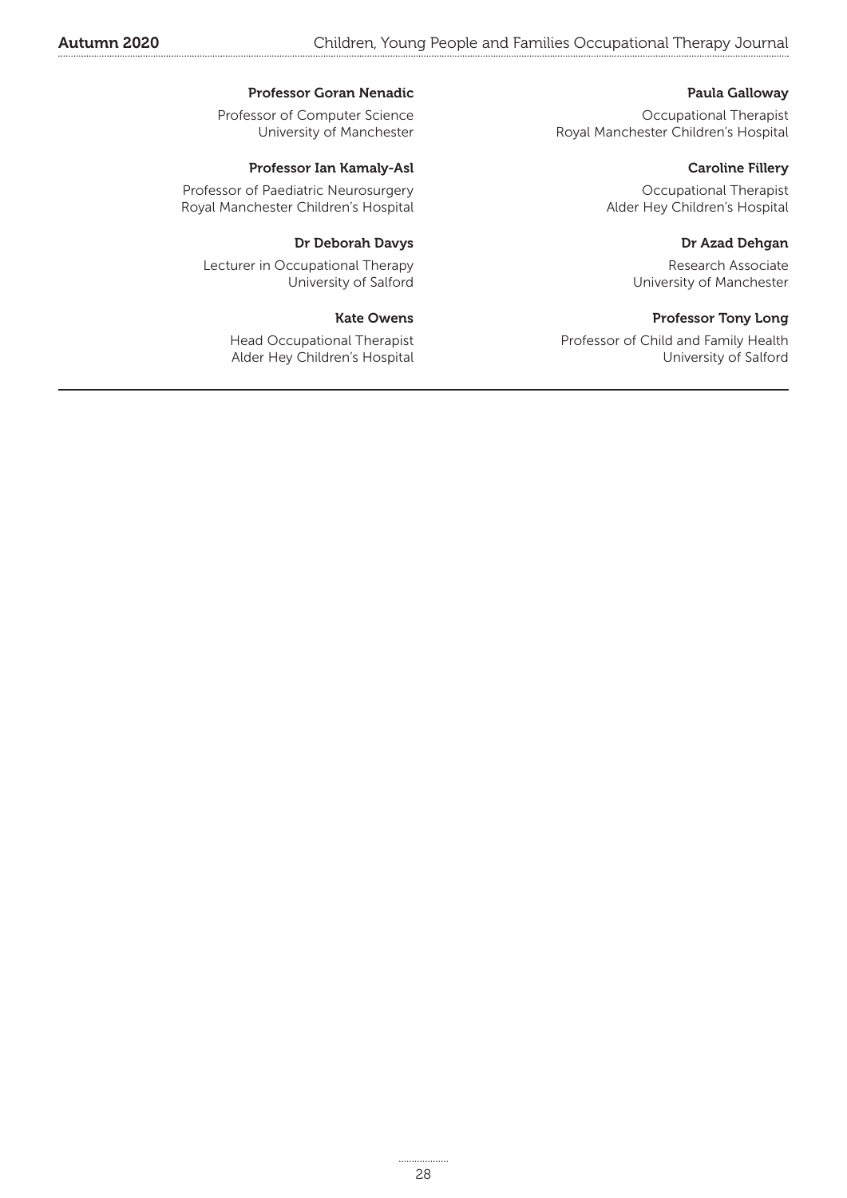**Professor Goran Nenadic**

Professor of Computer Science
University of Manchester

**Professor Ian Kamaly-Asl**

Professor of Paediatric Neurosurgery
Royal Manchester Children's Hospital

**Dr Deborah Davys**

Lecturer in Occupational Therapy
University of Salford

**Kate Owens**

Head Occupational Therapist
Alder Hey Children's Hospital

**Paula Galloway**

Occupational Therapist
Royal Manchester Children's Hospital

**Caroline Fillery**

Occupational Therapist
Alder Hey Children's Hospital

**Dr Azad Dehgan**

Research Associate
University of Manchester

**Professor Tony Long**

Professor of Child and Family Health
University of Salford